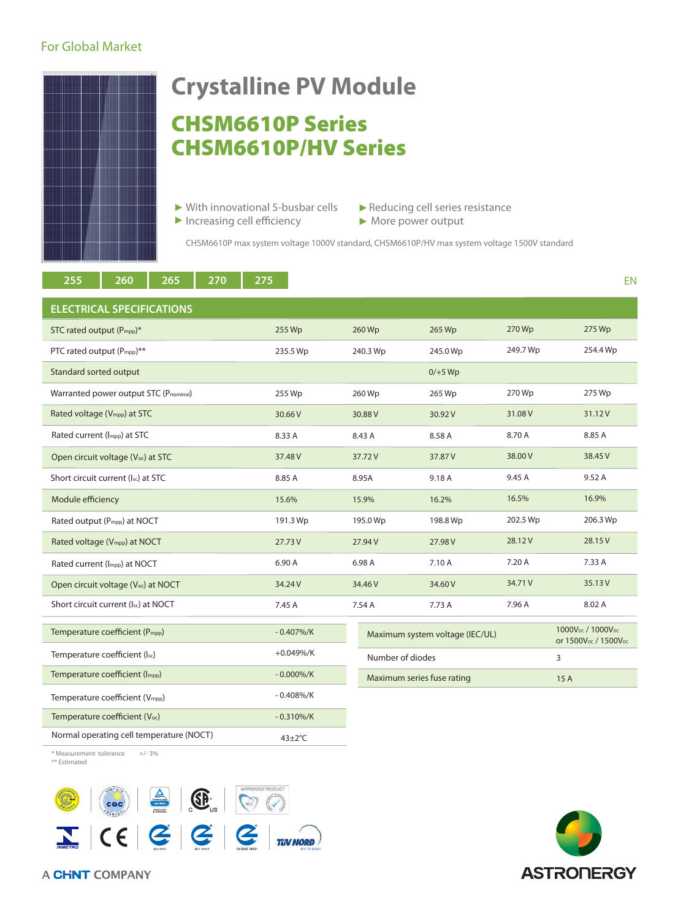For Global Market

# Crystalline PV Module

## CHSM6610P Series
## CHSM6610P/HV Series

- ▶ With innovational 5-busbar cells
- ▶ Increasing cell efficiency
- ▶ Reducing cell series resistance
- ▶ More power output

CHSM6610P max system voltage 1000V standard, CHSM6610P/HV max system voltage 1500V standard

255 | 260 | 265 | 270 | 275

EN

## ELECTRICAL SPECIFICATIONS

| | | | | | |
|---|---|---|---|---|---|
| STC rated output ($P_{mpp}$)* | 255 Wp | 260 Wp | 265 Wp | 270 Wp | 275 Wp |
| PTC rated output ($P_{mpp}$)** | 235.5 Wp | 240.3 Wp | 245.0 Wp | 249.7 Wp | 254.4 Wp |
| Standard sorted output | | | 0/+5 Wp | | |
| Warranted power output STC ($P_{nominal}$) | 255 Wp | 260 Wp | 265 Wp | 270 Wp | 275 Wp |
| Rated voltage ($V_{mpp}$) at STC | 30.66 V | 30.88 V | 30.92 V | 31.08 V | 31.12 V |
| Rated current ($I_{mpp}$) at STC | 8.33 A | 8.43 A | 8.58 A | 8.70 A | 8.85 A |
| Open circuit voltage ($V_{oc}$) at STC | 37.48 V | 37.72 V | 37.87 V | 38.00 V | 38.45 V |
| Short circuit current ($I_{sc}$) at STC | 8.85 A | 8.95A | 9.18 A | 9.45 A | 9.52 A |
| Module efficiency | 15.6% | 15.9% | 16.2% | 16.5% | 16.9% |
| Rated output ($P_{mpp}$) at NOCT | 191.3 Wp | 195.0 Wp | 198.8 Wp | 202.5 Wp | 206.3 Wp |
| Rated voltage ($V_{mpp}$) at NOCT | 27.73 V | 27.94 V | 27.98 V | 28.12 V | 28.15 V |
| Rated current ($I_{mpp}$) at NOCT | 6.90 A | 6.98 A | 7.10 A | 7.20 A | 7.33 A |
| Open circuit voltage ($V_{oc}$) at NOCT | 34.24 V | 34.46 V | 34.60 V | 34.71 V | 35.13 V |
| Short circuit current ($I_{sc}$) at NOCT | 7.45 A | 7.54 A | 7.73 A | 7.96 A | 8.02 A |

| | |
|---|---|
| Temperature coefficient ($P_{mpp}$) | - 0.407%/K |
| Temperature coefficient ($I_{sc}$) | +0.049%/K |
| Temperature coefficient ($I_{mpp}$) | - 0.000%/K |
| Temperature coefficient ($V_{mpp}$) | - 0.408%/K |
| Temperature coefficient ($V_{oc}$) | - 0.310%/K |
| Normal operating cell temperature (NOCT) | 43±2°C |

| | |
|---|---|
| Maximum system voltage (IEC/UL) | $1000V_{DC}$ / $1000V_{DC}$ or $1500V_{DC}$ / $1500V_{DC}$ |
| Number of diodes | 3 |
| Maximum series fuse rating | 15 A |

\* Measurement tolerance +/- 3%
\*\* Estimated

A CHINT COMPANY

ASTRONERGY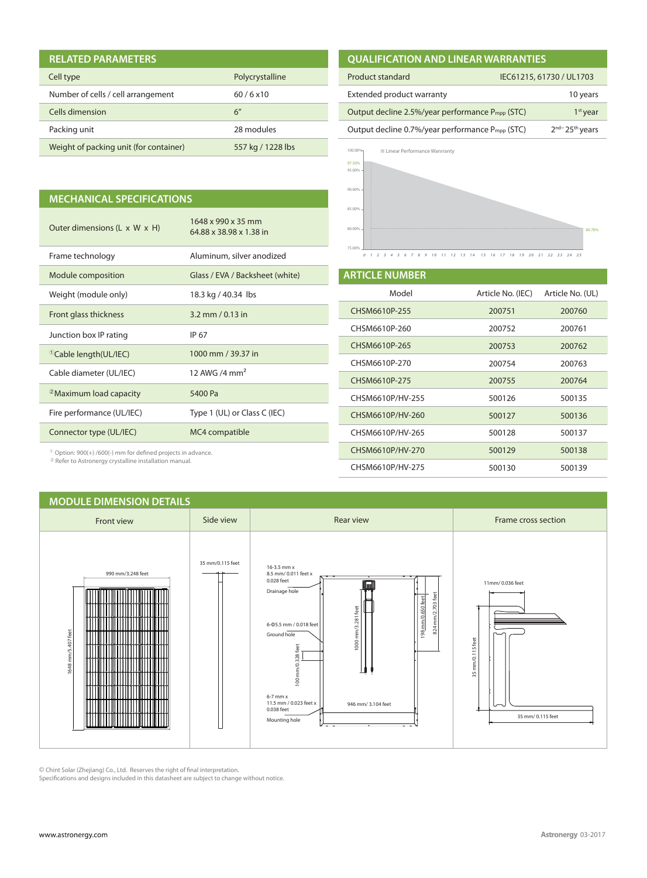## RELATED PARAMETERS

| | |
|---|---|
| Cell type | Polycrystalline |
| Number of cells / cell arrangement | 60 / 6 x10 |
| Cells dimension | 6″ |
| Packing unit | 28 modules |
| Weight of packing unit (for container) | 557 kg / 1228 lbs |

## MECHANICAL SPECIFICATIONS

| | |
|---|---|
| Outer dimensions (L x W x H) | 1648 x 990 x 35 mm<br>64.88 x 38.98 x 1.38 in |
| Frame technology | Aluminum, silver anodized |
| Module composition | Glass / EVA / Backsheet (white) |
| Weight (module only) | 18.3 kg / 40.34 lbs |
| Front glass thickness | 3.2 mm / 0.13 in |
| Junction box IP rating | IP 67 |
| [1] Cable length(UL/IEC) | 1000 mm / 39.37 in |
| Cable diameter (UL/IEC) | 12 AWG /4 mm² |
| [2] Maximum load capacity | 5400 Pa |
| Fire performance (UL/IEC) | Type 1 (UL) or Class C (IEC) |
| Connector type (UL/IEC) | MC4 compatible |

[1] Option: 900(+) /600(-) mm for defined projects in advance.
[2] Refer to Astronergy crystalline installation manual.

## QUALIFICATION AND LINEAR WARRANTIES

| | |
|---|---|
| Product standard | IEC61215, 61730 / UL1703 |
| Extended product warranty | 10 years |
| Output decline 2.5%/year performance $P_{mpp}$ (STC) | 1st year |
| Output decline 0.7%/year performance $P_{mpp}$ (STC) | 2nd– 25th years |

Linear Performance Wanrranty

100.00%
97.50%
95.00%
90.00%
85.00%
80.00%
75.00%
80.70%
0 1 2 3 4 5 6 7 8 9 10 11 12 13 14 15 16 17 18 19 20 21 22 23 24 25

## ARTICLE NUMBER

| Model | Article No. (IEC) | Article No. (UL) |
|---|---|---|
| CHSM6610P-255 | 200751 | 200760 |
| CHSM6610P-260 | 200752 | 200761 |
| CHSM6610P-265 | 200753 | 200762 |
| CHSM6610P-270 | 200754 | 200763 |
| CHSM6610P-275 | 200755 | 200764 |
| CHSM6610P/HV-255 | 500126 | 500135 |
| CHSM6610P/HV-260 | 500127 | 500136 |
| CHSM6610P/HV-265 | 500128 | 500137 |
| CHSM6610P/HV-270 | 500129 | 500138 |
| CHSM6610P/HV-275 | 500130 | 500139 |

## MODULE DIMENSION DETAILS

Front view

990 mm/3.248 feet
1648 mm/5.407 feet

Side view

35 mm/0.115 feet

Rear view

16-3.5 mm x 8.5 mm/ 0.011 feet x 0.028 feet
Drainage hole
6-Φ5.5 mm / 0.018 feet
Ground hole
6-7 mm x 11.5 mm / 0.023 feet x 0.038 feet
Mounting hole
1000 mm/3.281 feet
198 mm/0.650 feet
824 mm/2.703 feet
100 mm/0.328 feet
946 mm/ 3.104 feet

Frame cross section

11mm/ 0.036 feet
35 mm/0.115 feet
35 mm/ 0.115 feet

© Chint Solar (Zhejiang) Co., Ltd. Reserves the right of final interpretation.
Specifications and designs included in this datasheet are subject to change without notice.

www.astronergy.com

Astronergy 03-2017